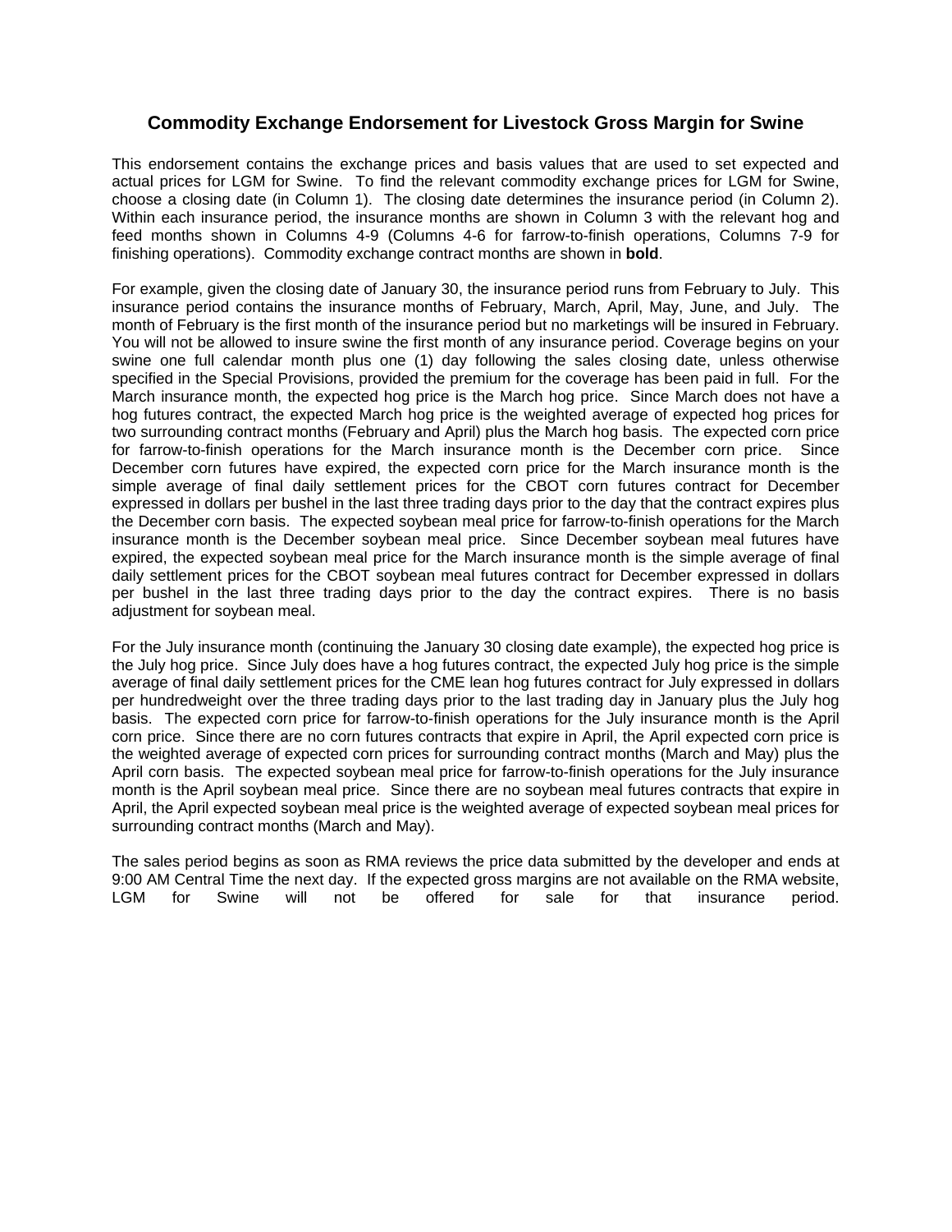# Commodity Exchange Endorsement for Livestock Gross Margin for Swine

This endorsement contains the exchange prices and basis values that are used to set expected and actual prices for LGM for Swine. To find the relevant commodity exchange prices for LGM for Swine, choose a closing date (in Column 1). The closing date determines the insurance period (in Column 2). Within each insurance period, the insurance months are shown in Column 3 with the relevant hog and feed months shown in Columns 4-9 (Columns 4-6 for farrow-to-finish operations, Columns 7-9 for finishing operations). Commodity exchange contract months are shown in **bold**.

For example, given the closing date of January 30, the insurance period runs from February to July. This insurance period contains the insurance months of February, March, April, May, June, and July. The month of February is the first month of the insurance period but no marketings will be insured in February. You will not be allowed to insure swine the first month of any insurance period. Coverage begins on your swine one full calendar month plus one (1) day following the sales closing date, unless otherwise specified in the Special Provisions, provided the premium for the coverage has been paid in full. For the March insurance month, the expected hog price is the March hog price. Since March does not have a hog futures contract, the expected March hog price is the weighted average of expected hog prices for two surrounding contract months (February and April) plus the March hog basis. The expected corn price for farrow-to-finish operations for the March insurance month is the December corn price. Since December corn futures have expired, the expected corn price for the March insurance month is the simple average of final daily settlement prices for the CBOT corn futures contract for December expressed in dollars per bushel in the last three trading days prior to the day that the contract expires plus the December corn basis. The expected soybean meal price for farrow-to-finish operations for the March insurance month is the December soybean meal price. Since December soybean meal futures have expired, the expected soybean meal price for the March insurance month is the simple average of final daily settlement prices for the CBOT soybean meal futures contract for December expressed in dollars per bushel in the last three trading days prior to the day the contract expires. There is no basis adjustment for soybean meal.

For the July insurance month (continuing the January 30 closing date example), the expected hog price is the July hog price. Since July does have a hog futures contract, the expected July hog price is the simple average of final daily settlement prices for the CME lean hog futures contract for July expressed in dollars per hundredweight over the three trading days prior to the last trading day in January plus the July hog basis. The expected corn price for farrow-to-finish operations for the July insurance month is the April corn price. Since there are no corn futures contracts that expire in April, the April expected corn price is the weighted average of expected corn prices for surrounding contract months (March and May) plus the April corn basis. The expected soybean meal price for farrow-to-finish operations for the July insurance month is the April soybean meal price. Since there are no soybean meal futures contracts that expire in April, the April expected soybean meal price is the weighted average of expected soybean meal prices for surrounding contract months (March and May).

The sales period begins as soon as RMA reviews the price data submitted by the developer and ends at 9:00 AM Central Time the next day. If the expected gross margins are not available on the RMA website, LGM for Swine will not be offered for sale for that insurance period.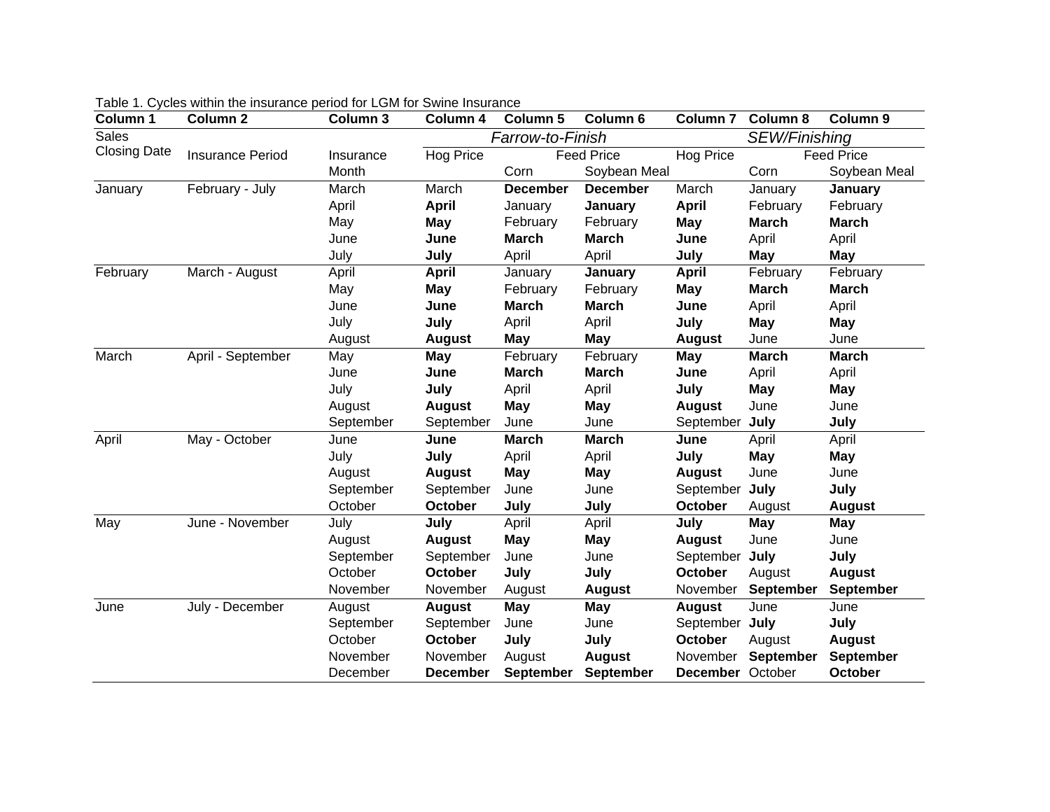Table 1. Cycles within the insurance period for LGM for Swine Insurance

| Column 1 | Column 2 | Column 3 | Column 4 | Column 5 | Column 6 | Column 7 | Column 8 | Column 9 |
|---|---|---|---|---|---|---|---|---|
| Sales Closing Date | Insurance Period | Insurance Month | *Farrow-to-Finish* | | | *SEW/Finishing* | | |
| | | | Hog Price | Feed Price | | Hog Price | Feed Price | |
| | | | | Corn | Soybean Meal | | Corn | Soybean Meal |
| January | February - July | March | March | **December** | **December** | March | January | **January** |
| | | April | **April** | January | **January** | **April** | February | February |
| | | May | **May** | February | February | **May** | **March** | **March** |
| | | June | **June** | **March** | **March** | **June** | April | April |
| | | July | **July** | April | April | **July** | **May** | **May** |
| February | March - August | April | **April** | January | **January** | **April** | February | February |
| | | May | **May** | February | February | **May** | **March** | **March** |
| | | June | **June** | **March** | **March** | **June** | April | April |
| | | July | **July** | April | April | **July** | **May** | **May** |
| | | August | **August** | **May** | **May** | **August** | June | June |
| March | April - September | May | **May** | February | February | **May** | **March** | **March** |
| | | June | **June** | **March** | **March** | **June** | April | April |
| | | July | **July** | April | April | **July** | **May** | **May** |
| | | August | **August** | **May** | **May** | **August** | June | June |
| | | September | September | June | June | September | **July** | **July** |
| April | May - October | June | **June** | **March** | **March** | **June** | April | April |
| | | July | **July** | April | April | **July** | **May** | **May** |
| | | August | **August** | **May** | **May** | **August** | June | June |
| | | September | September | June | June | September | **July** | **July** |
| | | October | **October** | **July** | **July** | **October** | August | **August** |
| May | June - November | July | **July** | April | April | **July** | **May** | **May** |
| | | August | **August** | **May** | **May** | **August** | June | June |
| | | September | September | June | June | September | **July** | **July** |
| | | October | **October** | **July** | **July** | **October** | August | **August** |
| | | November | November | August | **August** | November | **September** | **September** |
| June | July - December | August | **August** | **May** | **May** | **August** | June | June |
| | | September | September | June | June | September | **July** | **July** |
| | | October | **October** | **July** | **July** | **October** | August | **August** |
| | | November | November | August | **August** | November | **September** | **September** |
| | | December | **December** | **September** | **September** | **December** | October | **October** |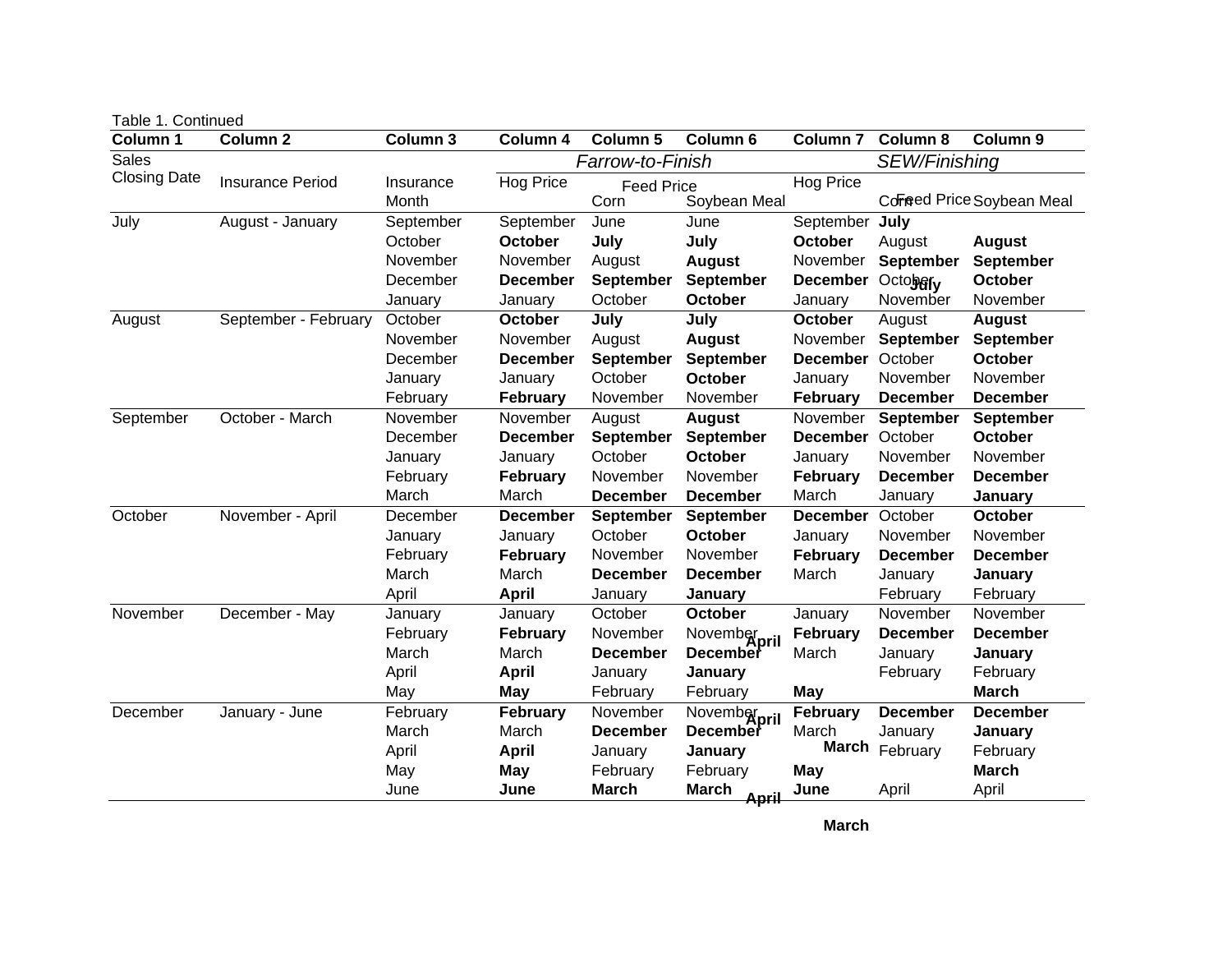Table 1. Continued

| Column 1 | Column 2 | Column 3 | Column 4 | Column 5 | Column 6 | Column 7 | Column 8 | Column 9 |
|---|---|---|---|---|---|---|---|---|
| Sales Closing Date | Insurance Period | Insurance Month | *Farrow-to-Finish* | | | *SEW/Finishing* | | |
| | | | Hog Price | Feed Price | | Hog Price | Feed Price | |
| | | | | Corn | Soybean Meal | | Corn | Soybean Meal |
| July | August - January | September | September | June | June | September | **July** | |
| | | October | **October** | **July** | **July** | **October** | August | **August** |
| | | November | November | August | **August** | November | **September** | **September** |
| | | December | **December** | **September** | **September** | **December** | October **July** | **October** |
| | | January | January | October | **October** | January | November | November |
| August | September - February | October | **October** | **July** | **July** | **October** | August | **August** |
| | | November | November | August | **August** | November | **September** | **September** |
| | | December | **December** | **September** | **September** | **December** | October | **October** |
| | | January | January | October | **October** | January | November | November |
| | | February | **February** | November | November | **February** | **December** | **December** |
| September | October - March | November | November | August | **August** | November | **September** | **September** |
| | | December | **December** | **September** | **September** | **December** | October | **October** |
| | | January | January | October | **October** | January | November | November |
| | | February | **February** | November | November | **February** | **December** | **December** |
| | | March | March | **December** | **December** | March | January | **January** |
| October | November - April | December | **December** | **September** | **September** | **December** | October | **October** |
| | | January | January | October | **October** | January | November | November |
| | | February | **February** | November | November | **February** | **December** | **December** |
| | | March | March | **December** | **December** | March | January | **January** |
| | | April | **April** | January | **January** | | February | February |
| November | December - May | January | January | October | **October** | January | November | November |
| | | February | **February** | November | November **April** | **February** | **December** | **December** |
| | | March | March | **December** | **December** | March | January | **January** |
| | | April | **April** | January | **January** | | February | February |
| | | May | **May** | February | February | **May** | | **March** |
| December | January - June | February | **February** | November | November **April** | **February** | **December** | **December** |
| | | March | March | **December** | **December** | March | January | **January** |
| | | April | **April** | January | **January** | **March** | February | February |
| | | May | **May** | February | February | **May** | | **March** |
| | | June | **June** | **March** | **March** **April** | **June** | April | April |

**March**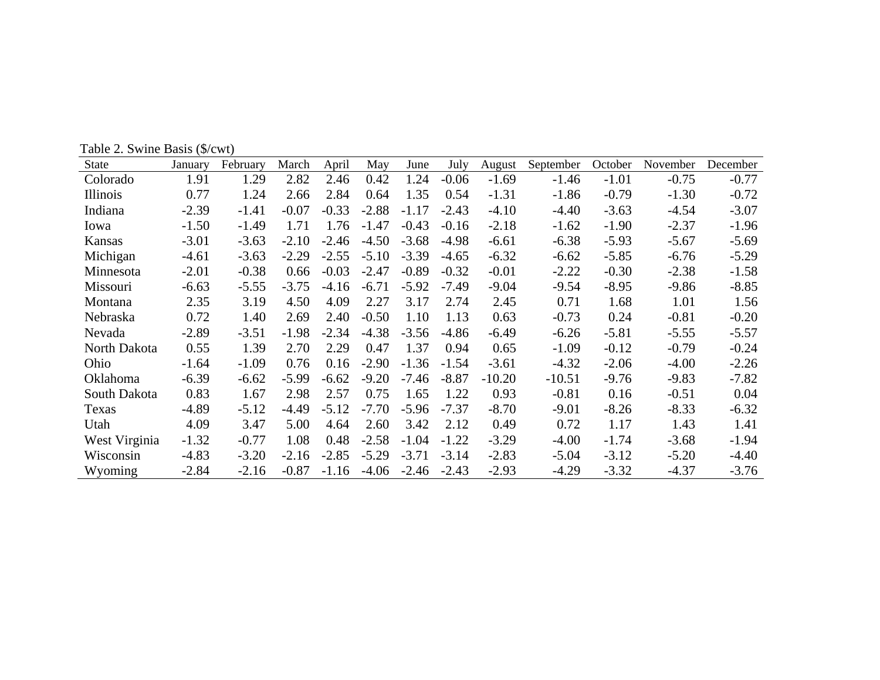Table 2. Swine Basis ($/cwt)

| State | January | February | March | April | May | June | July | August | September | October | November | December |
|---|---|---|---|---|---|---|---|---|---|---|---|---|
| Colorado | 1.91 | 1.29 | 2.82 | 2.46 | 0.42 | 1.24 | -0.06 | -1.69 | -1.46 | -1.01 | -0.75 | -0.77 |
| Illinois | 0.77 | 1.24 | 2.66 | 2.84 | 0.64 | 1.35 | 0.54 | -1.31 | -1.86 | -0.79 | -1.30 | -0.72 |
| Indiana | -2.39 | -1.41 | -0.07 | -0.33 | -2.88 | -1.17 | -2.43 | -4.10 | -4.40 | -3.63 | -4.54 | -3.07 |
| Iowa | -1.50 | -1.49 | 1.71 | 1.76 | -1.47 | -0.43 | -0.16 | -2.18 | -1.62 | -1.90 | -2.37 | -1.96 |
| Kansas | -3.01 | -3.63 | -2.10 | -2.46 | -4.50 | -3.68 | -4.98 | -6.61 | -6.38 | -5.93 | -5.67 | -5.69 |
| Michigan | -4.61 | -3.63 | -2.29 | -2.55 | -5.10 | -3.39 | -4.65 | -6.32 | -6.62 | -5.85 | -6.76 | -5.29 |
| Minnesota | -2.01 | -0.38 | 0.66 | -0.03 | -2.47 | -0.89 | -0.32 | -0.01 | -2.22 | -0.30 | -2.38 | -1.58 |
| Missouri | -6.63 | -5.55 | -3.75 | -4.16 | -6.71 | -5.92 | -7.49 | -9.04 | -9.54 | -8.95 | -9.86 | -8.85 |
| Montana | 2.35 | 3.19 | 4.50 | 4.09 | 2.27 | 3.17 | 2.74 | 2.45 | 0.71 | 1.68 | 1.01 | 1.56 |
| Nebraska | 0.72 | 1.40 | 2.69 | 2.40 | -0.50 | 1.10 | 1.13 | 0.63 | -0.73 | 0.24 | -0.81 | -0.20 |
| Nevada | -2.89 | -3.51 | -1.98 | -2.34 | -4.38 | -3.56 | -4.86 | -6.49 | -6.26 | -5.81 | -5.55 | -5.57 |
| North Dakota | 0.55 | 1.39 | 2.70 | 2.29 | 0.47 | 1.37 | 0.94 | 0.65 | -1.09 | -0.12 | -0.79 | -0.24 |
| Ohio | -1.64 | -1.09 | 0.76 | 0.16 | -2.90 | -1.36 | -1.54 | -3.61 | -4.32 | -2.06 | -4.00 | -2.26 |
| Oklahoma | -6.39 | -6.62 | -5.99 | -6.62 | -9.20 | -7.46 | -8.87 | -10.20 | -10.51 | -9.76 | -9.83 | -7.82 |
| South Dakota | 0.83 | 1.67 | 2.98 | 2.57 | 0.75 | 1.65 | 1.22 | 0.93 | -0.81 | 0.16 | -0.51 | 0.04 |
| Texas | -4.89 | -5.12 | -4.49 | -5.12 | -7.70 | -5.96 | -7.37 | -8.70 | -9.01 | -8.26 | -8.33 | -6.32 |
| Utah | 4.09 | 3.47 | 5.00 | 4.64 | 2.60 | 3.42 | 2.12 | 0.49 | 0.72 | 1.17 | 1.43 | 1.41 |
| West Virginia | -1.32 | -0.77 | 1.08 | 0.48 | -2.58 | -1.04 | -1.22 | -3.29 | -4.00 | -1.74 | -3.68 | -1.94 |
| Wisconsin | -4.83 | -3.20 | -2.16 | -2.85 | -5.29 | -3.71 | -3.14 | -2.83 | -5.04 | -3.12 | -5.20 | -4.40 |
| Wyoming | -2.84 | -2.16 | -0.87 | -1.16 | -4.06 | -2.46 | -2.43 | -2.93 | -4.29 | -3.32 | -4.37 | -3.76 |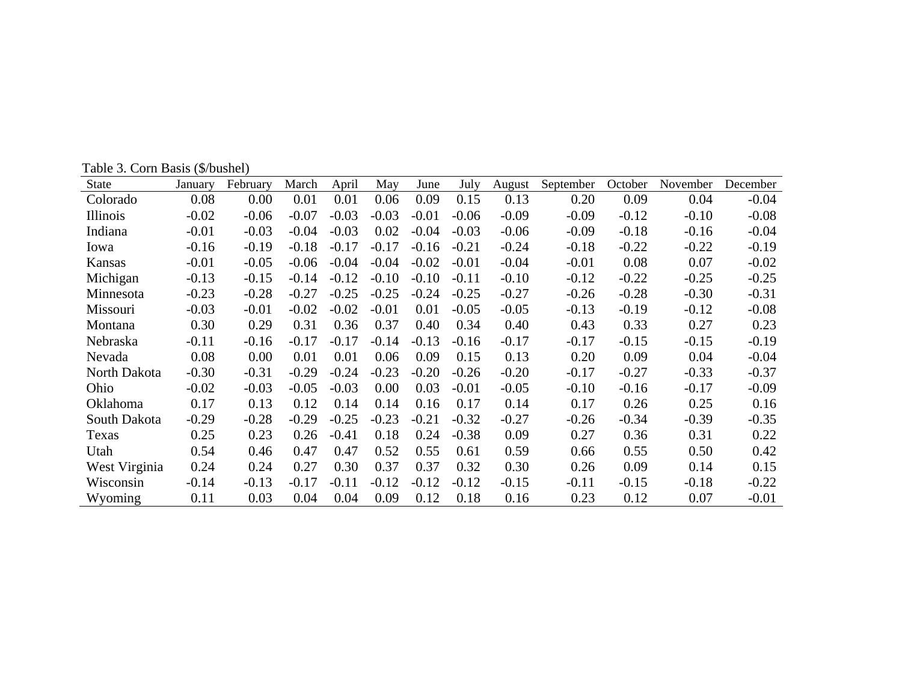Table 3. Corn Basis ($/bushel)

| State | January | February | March | April | May | June | July | August | September | October | November | December |
|---|---|---|---|---|---|---|---|---|---|---|---|---|
| Colorado | 0.08 | 0.00 | 0.01 | 0.01 | 0.06 | 0.09 | 0.15 | 0.13 | 0.20 | 0.09 | 0.04 | -0.04 |
| Illinois | -0.02 | -0.06 | -0.07 | -0.03 | -0.03 | -0.01 | -0.06 | -0.09 | -0.09 | -0.12 | -0.10 | -0.08 |
| Indiana | -0.01 | -0.03 | -0.04 | -0.03 | 0.02 | -0.04 | -0.03 | -0.06 | -0.09 | -0.18 | -0.16 | -0.04 |
| Iowa | -0.16 | -0.19 | -0.18 | -0.17 | -0.17 | -0.16 | -0.21 | -0.24 | -0.18 | -0.22 | -0.22 | -0.19 |
| Kansas | -0.01 | -0.05 | -0.06 | -0.04 | -0.04 | -0.02 | -0.01 | -0.04 | -0.01 | 0.08 | 0.07 | -0.02 |
| Michigan | -0.13 | -0.15 | -0.14 | -0.12 | -0.10 | -0.10 | -0.11 | -0.10 | -0.12 | -0.22 | -0.25 | -0.25 |
| Minnesota | -0.23 | -0.28 | -0.27 | -0.25 | -0.25 | -0.24 | -0.25 | -0.27 | -0.26 | -0.28 | -0.30 | -0.31 |
| Missouri | -0.03 | -0.01 | -0.02 | -0.02 | -0.01 | 0.01 | -0.05 | -0.05 | -0.13 | -0.19 | -0.12 | -0.08 |
| Montana | 0.30 | 0.29 | 0.31 | 0.36 | 0.37 | 0.40 | 0.34 | 0.40 | 0.43 | 0.33 | 0.27 | 0.23 |
| Nebraska | -0.11 | -0.16 | -0.17 | -0.17 | -0.14 | -0.13 | -0.16 | -0.17 | -0.17 | -0.15 | -0.15 | -0.19 |
| Nevada | 0.08 | 0.00 | 0.01 | 0.01 | 0.06 | 0.09 | 0.15 | 0.13 | 0.20 | 0.09 | 0.04 | -0.04 |
| North Dakota | -0.30 | -0.31 | -0.29 | -0.24 | -0.23 | -0.20 | -0.26 | -0.20 | -0.17 | -0.27 | -0.33 | -0.37 |
| Ohio | -0.02 | -0.03 | -0.05 | -0.03 | 0.00 | 0.03 | -0.01 | -0.05 | -0.10 | -0.16 | -0.17 | -0.09 |
| Oklahoma | 0.17 | 0.13 | 0.12 | 0.14 | 0.14 | 0.16 | 0.17 | 0.14 | 0.17 | 0.26 | 0.25 | 0.16 |
| South Dakota | -0.29 | -0.28 | -0.29 | -0.25 | -0.23 | -0.21 | -0.32 | -0.27 | -0.26 | -0.34 | -0.39 | -0.35 |
| Texas | 0.25 | 0.23 | 0.26 | -0.41 | 0.18 | 0.24 | -0.38 | 0.09 | 0.27 | 0.36 | 0.31 | 0.22 |
| Utah | 0.54 | 0.46 | 0.47 | 0.47 | 0.52 | 0.55 | 0.61 | 0.59 | 0.66 | 0.55 | 0.50 | 0.42 |
| West Virginia | 0.24 | 0.24 | 0.27 | 0.30 | 0.37 | 0.37 | 0.32 | 0.30 | 0.26 | 0.09 | 0.14 | 0.15 |
| Wisconsin | -0.14 | -0.13 | -0.17 | -0.11 | -0.12 | -0.12 | -0.12 | -0.15 | -0.11 | -0.15 | -0.18 | -0.22 |
| Wyoming | 0.11 | 0.03 | 0.04 | 0.04 | 0.09 | 0.12 | 0.18 | 0.16 | 0.23 | 0.12 | 0.07 | -0.01 |